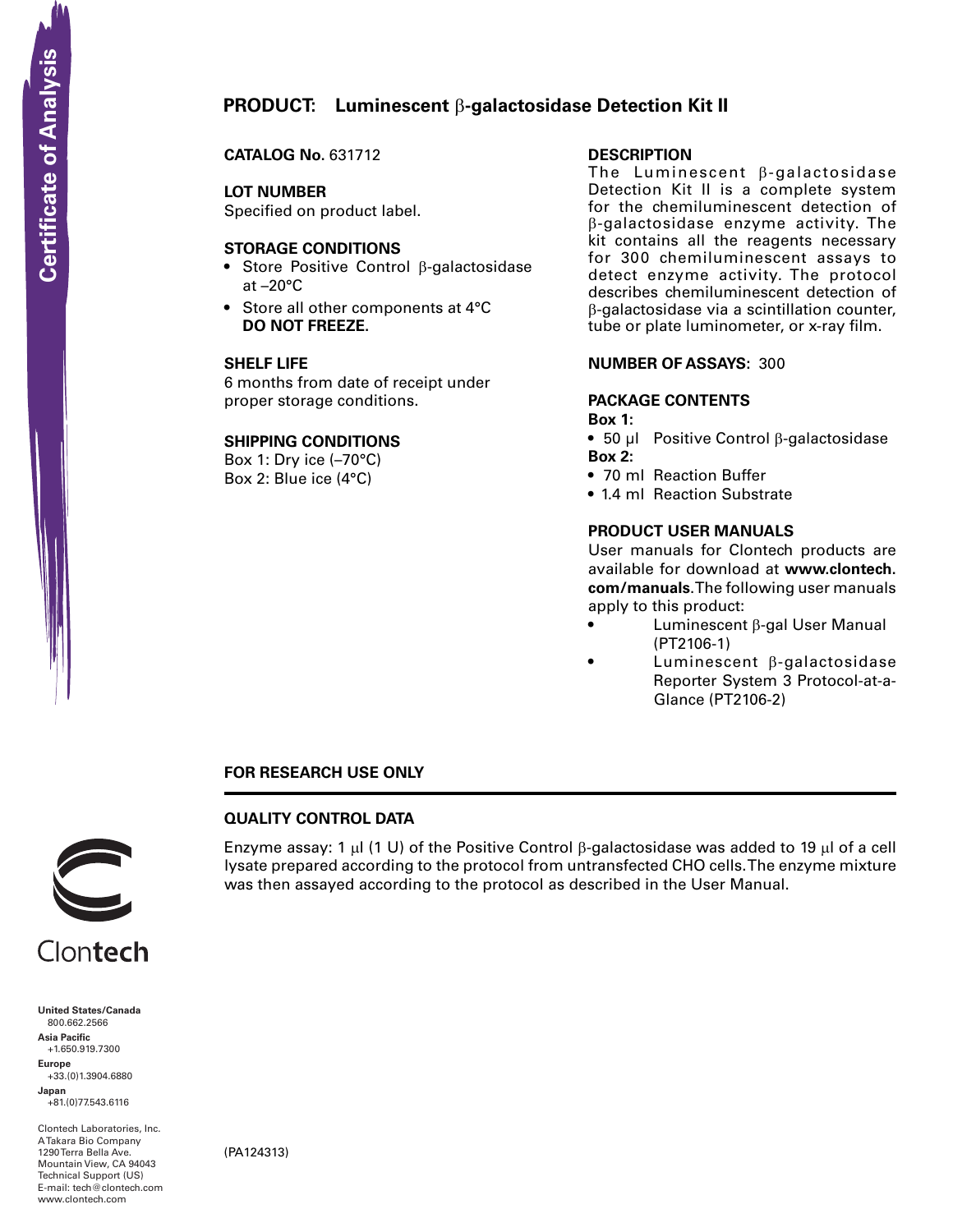Certificate of Analysis

# PRODUCT: Luminescent β-galactosidase Detection Kit II

**CATALOG No.** 631712

**LOT NUMBER**
Specified on product label.

**STORAGE CONDITIONS**

- Store Positive Control β-galactosidase at –20°C
- Store all other components at 4°C **DO NOT FREEZE**.

**SHELF LIFE**
6 months from date of receipt under proper storage conditions.

**SHIPPING CONDITIONS**
Box 1: Dry ice (–70°C)
Box 2: Blue ice (4°C)

**DESCRIPTION**
The Luminescent β-galactosidase Detection Kit II is a complete system for the chemiluminescent detection of β-galactosidase enzyme activity. The kit contains all the reagents necessary for 300 chemiluminescent assays to detect enzyme activity. The protocol describes chemiluminescent detection of β-galactosidase via a scintillation counter, tube or plate luminometer, or x-ray film.

**NUMBER OF ASSAYS:** 300

**PACKAGE CONTENTS**

**Box 1:**

- 50 µl Positive Control β-galactosidase

**Box 2:**

- 70 ml Reaction Buffer
- 1.4 ml Reaction Substrate

**PRODUCT USER MANUALS**
User manuals for Clontech products are available for download at **www.clontech.com/manuals**. The following user manuals apply to this product:

- Luminescent β-gal User Manual (PT2106-1)
- Luminescent β-galactosidase Reporter System 3 Protocol-at-a-Glance (PT2106-2)

**FOR RESEARCH USE ONLY**

**QUALITY CONTROL DATA**

Enzyme assay: 1 µl (1 U) of the Positive Control β-galactosidase was added to 19 µl of a cell lysate prepared according to the protocol from untransfected CHO cells. The enzyme mixture was then assayed according to the protocol as described in the User Manual.

Clontech

**United States/Canada**
800.662.2566
**Asia Pacific**
+1.650.919.7300
**Europe**
+33.(0)1.3904.6880
**Japan**
+81.(0)77.543.6116

Clontech Laboratories, Inc.
A Takara Bio Company
1290 Terra Bella Ave.
Mountain View, CA 94043
Technical Support (US)
E-mail: tech@clontech.com
www.clontech.com

(PA124313)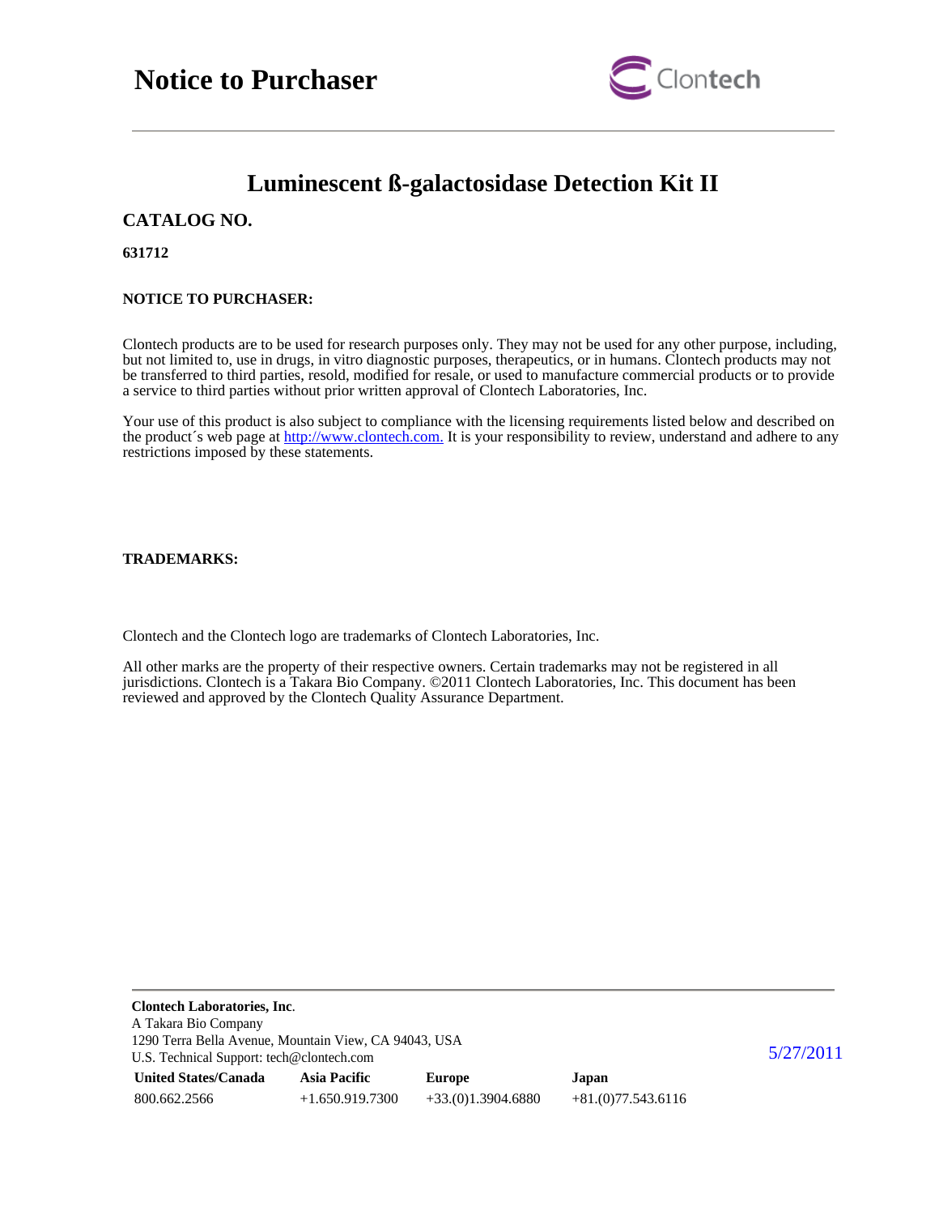# Notice to Purchaser

## Luminescent ß-galactosidase Detection Kit II

### CATALOG NO.

**631712**

**NOTICE TO PURCHASER:**

Clontech products are to be used for research purposes only. They may not be used for any other purpose, including, but not limited to, use in drugs, in vitro diagnostic purposes, therapeutics, or in humans. Clontech products may not be transferred to third parties, resold, modified for resale, or used to manufacture commercial products or to provide a service to third parties without prior written approval of Clontech Laboratories, Inc.

Your use of this product is also subject to compliance with the licensing requirements listed below and described on the product´s web page at http://www.clontech.com. It is your responsibility to review, understand and adhere to any restrictions imposed by these statements.

**TRADEMARKS:**

Clontech and the Clontech logo are trademarks of Clontech Laboratories, Inc.

All other marks are the property of their respective owners. Certain trademarks may not be registered in all jurisdictions. Clontech is a Takara Bio Company. ©2011 Clontech Laboratories, Inc. This document has been reviewed and approved by the Clontech Quality Assurance Department.

**Clontech Laboratories, Inc**.
A Takara Bio Company
1290 Terra Bella Avenue, Mountain View, CA 94043, USA
U.S. Technical Support: tech@clontech.com

5/27/2011

| United States/Canada | Asia Pacific | Europe | Japan |
|---|---|---|---|
| 800.662.2566 | +1.650.919.7300 | +33.(0)1.3904.6880 | +81.(0)77.543.6116 |